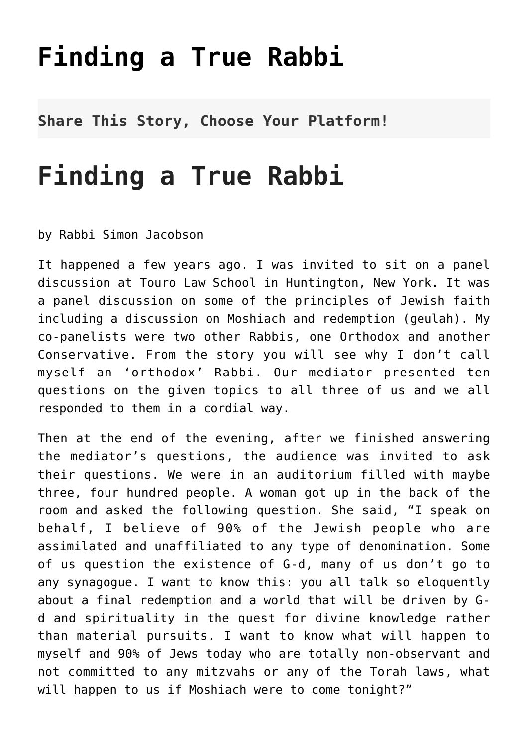# Finding a True Rabbi

**Share This Story, Choose Your Platform!**

# Finding a True Rabbi

by Rabbi Simon Jacobson

It happened a few years ago. I was invited to sit on a panel discussion at Touro Law School in Huntington, New York. It was a panel discussion on some of the principles of Jewish faith including a discussion on Moshiach and redemption (geulah). My co-panelists were two other Rabbis, one Orthodox and another Conservative. From the story you will see why I don't call myself an 'orthodox' Rabbi. Our mediator presented ten questions on the given topics to all three of us and we all responded to them in a cordial way.

Then at the end of the evening, after we finished answering the mediator's questions, the audience was invited to ask their questions. We were in an auditorium filled with maybe three, four hundred people. A woman got up in the back of the room and asked the following question. She said, "I speak on behalf, I believe of 90% of the Jewish people who are assimilated and unaffiliated to any type of denomination. Some of us question the existence of G-d, many of us don't go to any synagogue. I want to know this: you all talk so eloquently about a final redemption and a world that will be driven by G-d and spirituality in the quest for divine knowledge rather than material pursuits. I want to know what will happen to myself and 90% of Jews today who are totally non-observant and not committed to any mitzvahs or any of the Torah laws, what will happen to us if Moshiach were to come tonight?"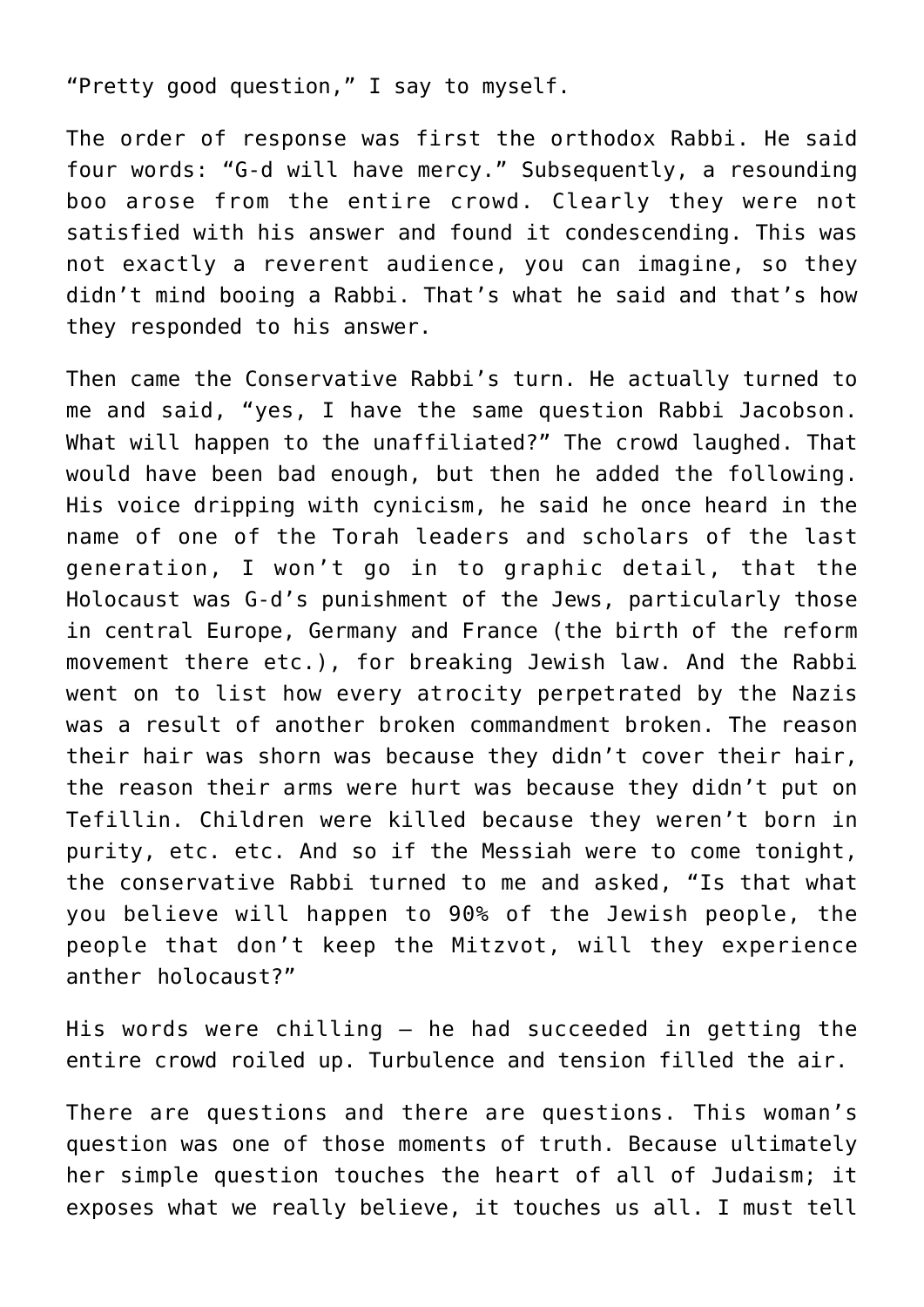"Pretty good question," I say to myself.

The order of response was first the orthodox Rabbi. He said four words: "G-d will have mercy." Subsequently, a resounding boo arose from the entire crowd. Clearly they were not satisfied with his answer and found it condescending. This was not exactly a reverent audience, you can imagine, so they didn't mind booing a Rabbi. That's what he said and that's how they responded to his answer.

Then came the Conservative Rabbi's turn. He actually turned to me and said, "yes, I have the same question Rabbi Jacobson. What will happen to the unaffiliated?" The crowd laughed. That would have been bad enough, but then he added the following. His voice dripping with cynicism, he said he once heard in the name of one of the Torah leaders and scholars of the last generation, I won't go in to graphic detail, that the Holocaust was G-d's punishment of the Jews, particularly those in central Europe, Germany and France (the birth of the reform movement there etc.), for breaking Jewish law. And the Rabbi went on to list how every atrocity perpetrated by the Nazis was a result of another broken commandment broken. The reason their hair was shorn was because they didn't cover their hair, the reason their arms were hurt was because they didn't put on Tefillin. Children were killed because they weren't born in purity, etc. etc. And so if the Messiah were to come tonight, the conservative Rabbi turned to me and asked, "Is that what you believe will happen to 90% of the Jewish people, the people that don't keep the Mitzvot, will they experience anther holocaust?"

His words were chilling – he had succeeded in getting the entire crowd roiled up. Turbulence and tension filled the air.

There are questions and there are questions. This woman's question was one of those moments of truth. Because ultimately her simple question touches the heart of all of Judaism; it exposes what we really believe, it touches us all. I must tell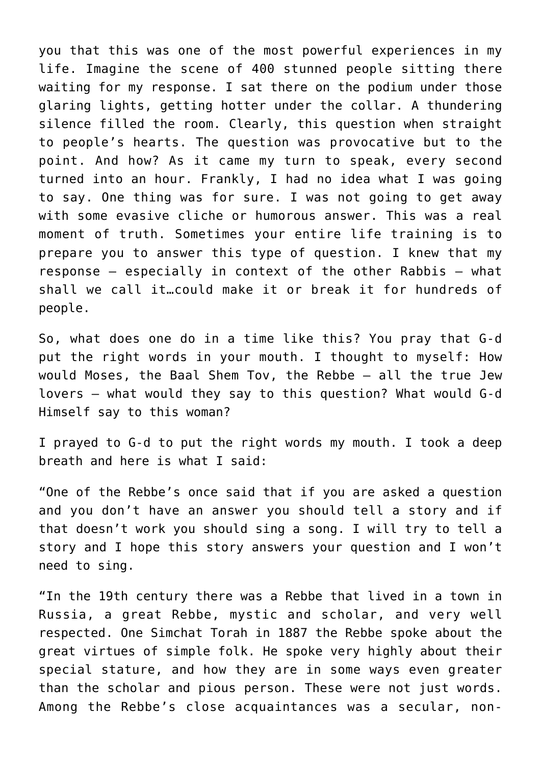you that this was one of the most powerful experiences in my life. Imagine the scene of 400 stunned people sitting there waiting for my response. I sat there on the podium under those glaring lights, getting hotter under the collar. A thundering silence filled the room. Clearly, this question when straight to people's hearts. The question was provocative but to the point. And how? As it came my turn to speak, every second turned into an hour. Frankly, I had no idea what I was going to say. One thing was for sure. I was not going to get away with some evasive cliche or humorous answer. This was a real moment of truth. Sometimes your entire life training is to prepare you to answer this type of question. I knew that my response – especially in context of the other Rabbis – what shall we call it…could make it or break it for hundreds of people.

So, what does one do in a time like this? You pray that G-d put the right words in your mouth. I thought to myself: How would Moses, the Baal Shem Tov, the Rebbe – all the true Jew lovers – what would they say to this question? What would G-d Himself say to this woman?

I prayed to G-d to put the right words my mouth. I took a deep breath and here is what I said:

"One of the Rebbe's once said that if you are asked a question and you don't have an answer you should tell a story and if that doesn't work you should sing a song. I will try to tell a story and I hope this story answers your question and I won't need to sing.

"In the 19th century there was a Rebbe that lived in a town in Russia, a great Rebbe, mystic and scholar, and very well respected. One Simchat Torah in 1887 the Rebbe spoke about the great virtues of simple folk. He spoke very highly about their special stature, and how they are in some ways even greater than the scholar and pious person. These were not just words. Among the Rebbe's close acquaintances was a secular, non-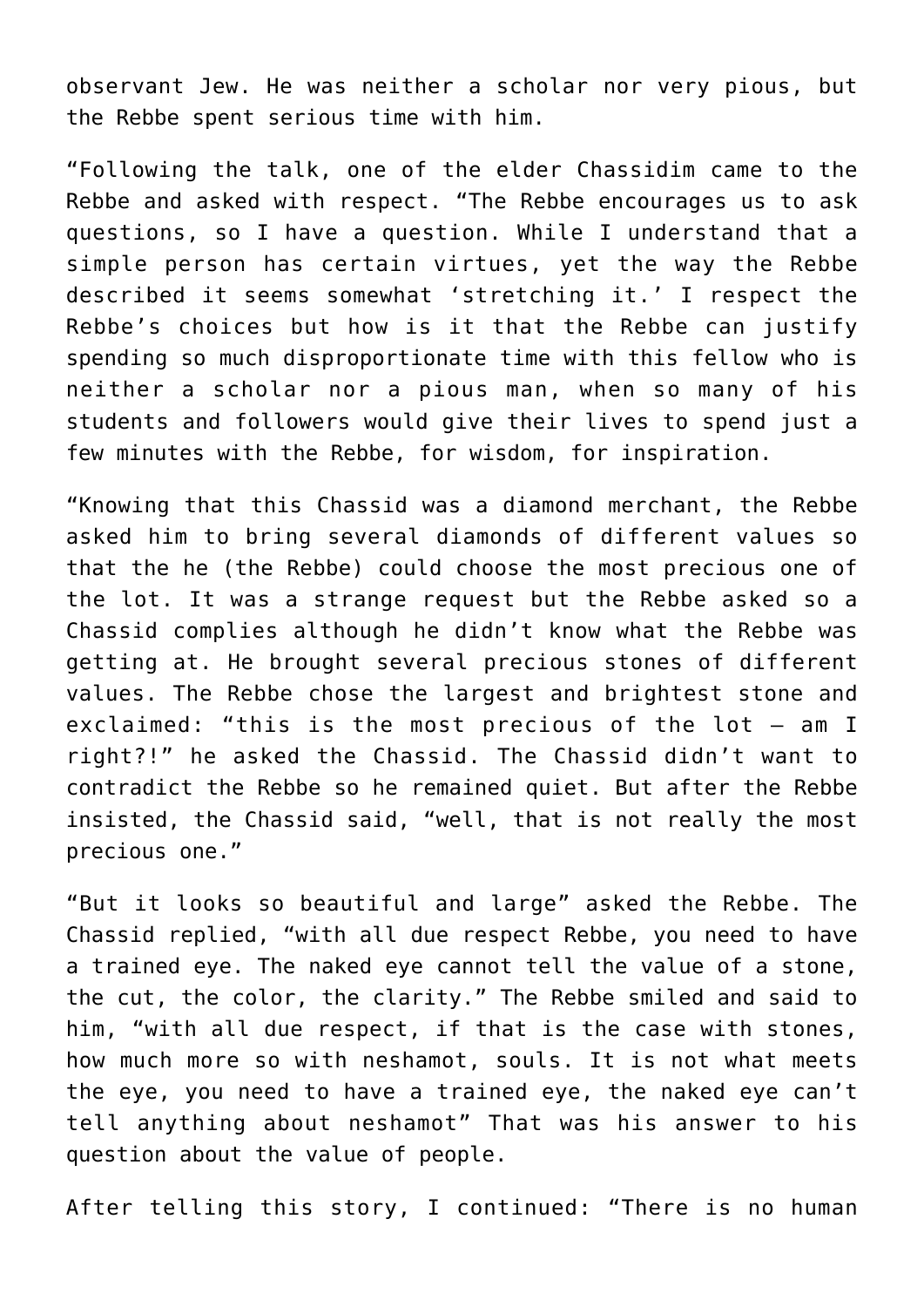observant Jew. He was neither a scholar nor very pious, but the Rebbe spent serious time with him.

“Following the talk, one of the elder Chassidim came to the Rebbe and asked with respect. “The Rebbe encourages us to ask questions, so I have a question. While I understand that a simple person has certain virtues, yet the way the Rebbe described it seems somewhat ‘stretching it.’ I respect the Rebbe’s choices but how is it that the Rebbe can justify spending so much disproportionate time with this fellow who is neither a scholar nor a pious man, when so many of his students and followers would give their lives to spend just a few minutes with the Rebbe, for wisdom, for inspiration.

“Knowing that this Chassid was a diamond merchant, the Rebbe asked him to bring several diamonds of different values so that the he (the Rebbe) could choose the most precious one of the lot. It was a strange request but the Rebbe asked so a Chassid complies although he didn’t know what the Rebbe was getting at. He brought several precious stones of different values. The Rebbe chose the largest and brightest stone and exclaimed: “this is the most precious of the lot – am I right?!” he asked the Chassid. The Chassid didn’t want to contradict the Rebbe so he remained quiet. But after the Rebbe insisted, the Chassid said, “well, that is not really the most precious one.”

“But it looks so beautiful and large” asked the Rebbe. The Chassid replied, “with all due respect Rebbe, you need to have a trained eye. The naked eye cannot tell the value of a stone, the cut, the color, the clarity.” The Rebbe smiled and said to him, “with all due respect, if that is the case with stones, how much more so with neshamot, souls. It is not what meets the eye, you need to have a trained eye, the naked eye can’t tell anything about neshamot” That was his answer to his question about the value of people.

After telling this story, I continued: “There is no human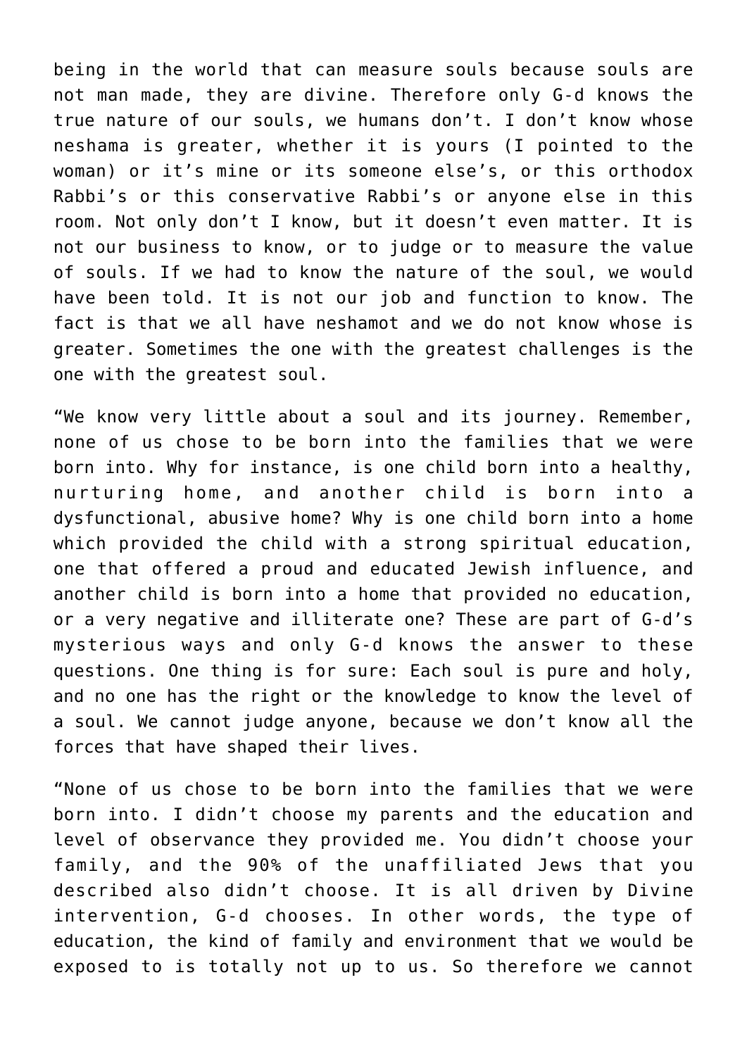being in the world that can measure souls because souls are not man made, they are divine. Therefore only G-d knows the true nature of our souls, we humans don't. I don't know whose neshama is greater, whether it is yours (I pointed to the woman) or it's mine or its someone else's, or this orthodox Rabbi's or this conservative Rabbi's or anyone else in this room. Not only don't I know, but it doesn't even matter. It is not our business to know, or to judge or to measure the value of souls. If we had to know the nature of the soul, we would have been told. It is not our job and function to know. The fact is that we all have neshamot and we do not know whose is greater. Sometimes the one with the greatest challenges is the one with the greatest soul.

"We know very little about a soul and its journey. Remember, none of us chose to be born into the families that we were born into. Why for instance, is one child born into a healthy, nurturing home, and another child is born into a dysfunctional, abusive home? Why is one child born into a home which provided the child with a strong spiritual education, one that offered a proud and educated Jewish influence, and another child is born into a home that provided no education, or a very negative and illiterate one? These are part of G-d's mysterious ways and only G-d knows the answer to these questions. One thing is for sure: Each soul is pure and holy, and no one has the right or the knowledge to know the level of a soul. We cannot judge anyone, because we don't know all the forces that have shaped their lives.

"None of us chose to be born into the families that we were born into. I didn't choose my parents and the education and level of observance they provided me. You didn't choose your family, and the 90% of the unaffiliated Jews that you described also didn't choose. It is all driven by Divine intervention, G-d chooses. In other words, the type of education, the kind of family and environment that we would be exposed to is totally not up to us. So therefore we cannot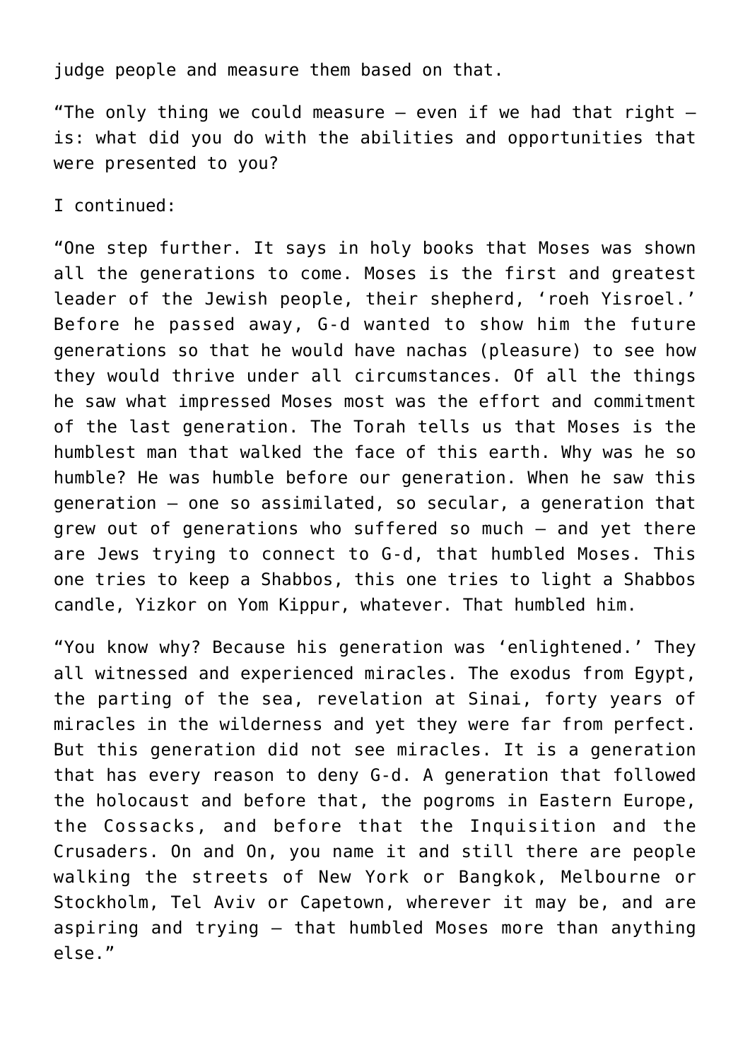judge people and measure them based on that.

"The only thing we could measure – even if we had that right – is: what did you do with the abilities and opportunities that were presented to you?

I continued:

"One step further. It says in holy books that Moses was shown all the generations to come. Moses is the first and greatest leader of the Jewish people, their shepherd, 'roeh Yisroel.' Before he passed away, G-d wanted to show him the future generations so that he would have nachas (pleasure) to see how they would thrive under all circumstances. Of all the things he saw what impressed Moses most was the effort and commitment of the last generation. The Torah tells us that Moses is the humblest man that walked the face of this earth. Why was he so humble? He was humble before our generation. When he saw this generation – one so assimilated, so secular, a generation that grew out of generations who suffered so much – and yet there are Jews trying to connect to G-d, that humbled Moses. This one tries to keep a Shabbos, this one tries to light a Shabbos candle, Yizkor on Yom Kippur, whatever. That humbled him.

"You know why? Because his generation was 'enlightened.' They all witnessed and experienced miracles. The exodus from Egypt, the parting of the sea, revelation at Sinai, forty years of miracles in the wilderness and yet they were far from perfect. But this generation did not see miracles. It is a generation that has every reason to deny G-d. A generation that followed the holocaust and before that, the pogroms in Eastern Europe, the Cossacks, and before that the Inquisition and the Crusaders. On and On, you name it and still there are people walking the streets of New York or Bangkok, Melbourne or Stockholm, Tel Aviv or Capetown, wherever it may be, and are aspiring and trying – that humbled Moses more than anything else."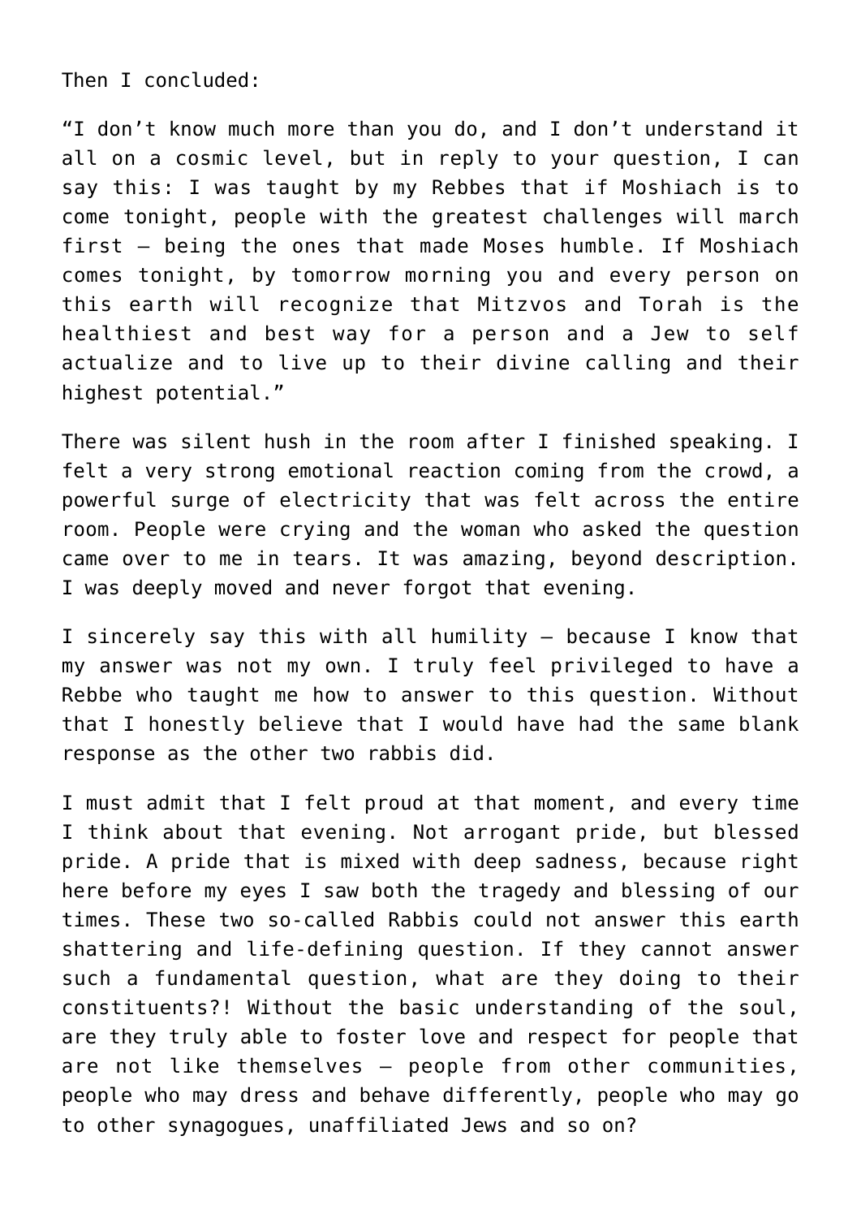Then I concluded:

"I don't know much more than you do, and I don't understand it all on a cosmic level, but in reply to your question, I can say this: I was taught by my Rebbes that if Moshiach is to come tonight, people with the greatest challenges will march first – being the ones that made Moses humble. If Moshiach comes tonight, by tomorrow morning you and every person on this earth will recognize that Mitzvos and Torah is the healthiest and best way for a person and a Jew to self actualize and to live up to their divine calling and their highest potential."

There was silent hush in the room after I finished speaking. I felt a very strong emotional reaction coming from the crowd, a powerful surge of electricity that was felt across the entire room. People were crying and the woman who asked the question came over to me in tears. It was amazing, beyond description. I was deeply moved and never forgot that evening.

I sincerely say this with all humility – because I know that my answer was not my own. I truly feel privileged to have a Rebbe who taught me how to answer to this question. Without that I honestly believe that I would have had the same blank response as the other two rabbis did.

I must admit that I felt proud at that moment, and every time I think about that evening. Not arrogant pride, but blessed pride. A pride that is mixed with deep sadness, because right here before my eyes I saw both the tragedy and blessing of our times. These two so-called Rabbis could not answer this earth shattering and life-defining question. If they cannot answer such a fundamental question, what are they doing to their constituents?! Without the basic understanding of the soul, are they truly able to foster love and respect for people that are not like themselves – people from other communities, people who may dress and behave differently, people who may go to other synagogues, unaffiliated Jews and so on?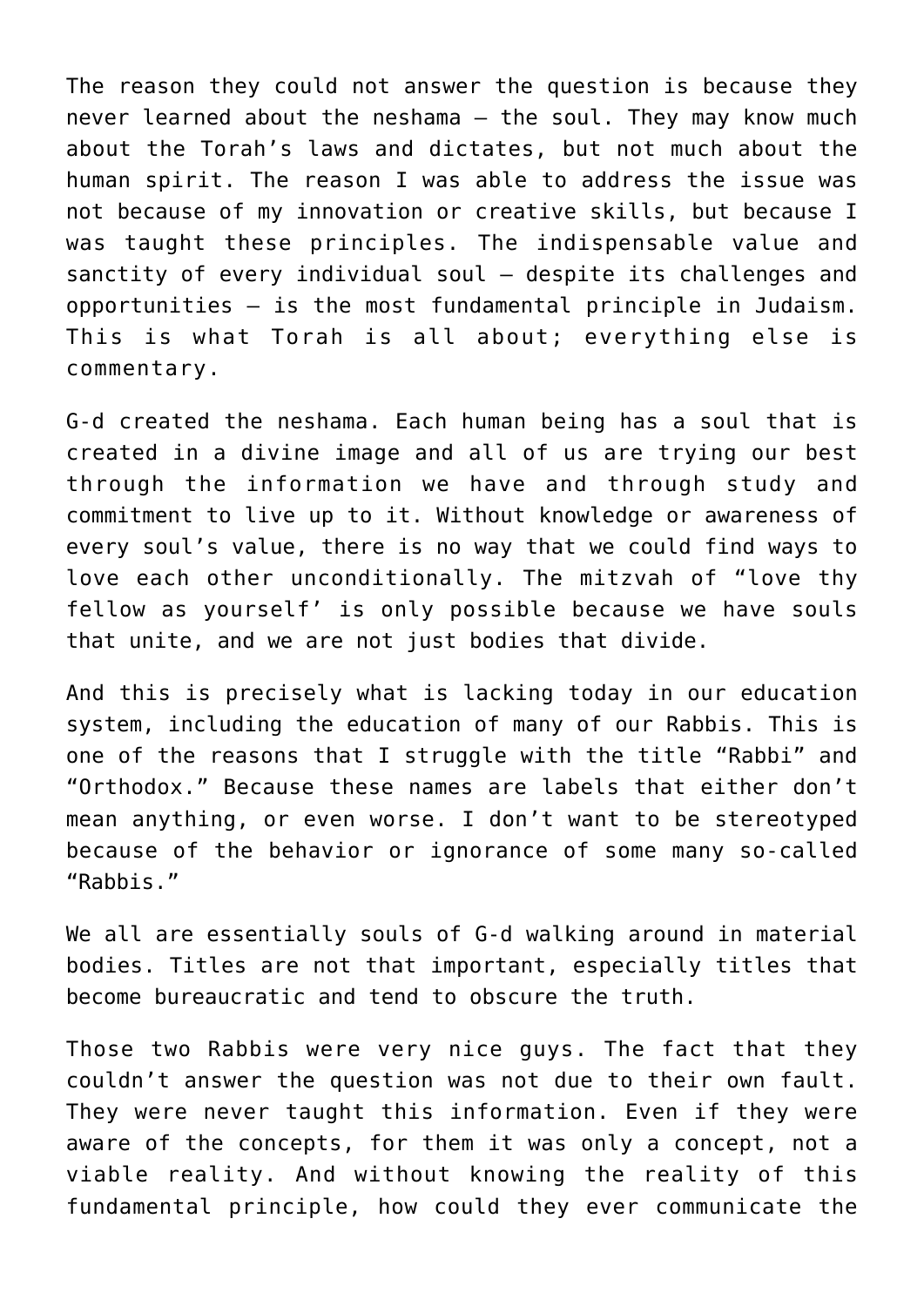The reason they could not answer the question is because they never learned about the neshama – the soul. They may know much about the Torah's laws and dictates, but not much about the human spirit. The reason I was able to address the issue was not because of my innovation or creative skills, but because I was taught these principles. The indispensable value and sanctity of every individual soul – despite its challenges and opportunities – is the most fundamental principle in Judaism. This is what Torah is all about; everything else is commentary.

G-d created the neshama. Each human being has a soul that is created in a divine image and all of us are trying our best through the information we have and through study and commitment to live up to it. Without knowledge or awareness of every soul's value, there is no way that we could find ways to love each other unconditionally. The mitzvah of "love thy fellow as yourself' is only possible because we have souls that unite, and we are not just bodies that divide.

And this is precisely what is lacking today in our education system, including the education of many of our Rabbis. This is one of the reasons that I struggle with the title "Rabbi" and "Orthodox." Because these names are labels that either don't mean anything, or even worse. I don't want to be stereotyped because of the behavior or ignorance of some many so-called "Rabbis."

We all are essentially souls of G-d walking around in material bodies. Titles are not that important, especially titles that become bureaucratic and tend to obscure the truth.

Those two Rabbis were very nice guys. The fact that they couldn't answer the question was not due to their own fault. They were never taught this information. Even if they were aware of the concepts, for them it was only a concept, not a viable reality. And without knowing the reality of this fundamental principle, how could they ever communicate the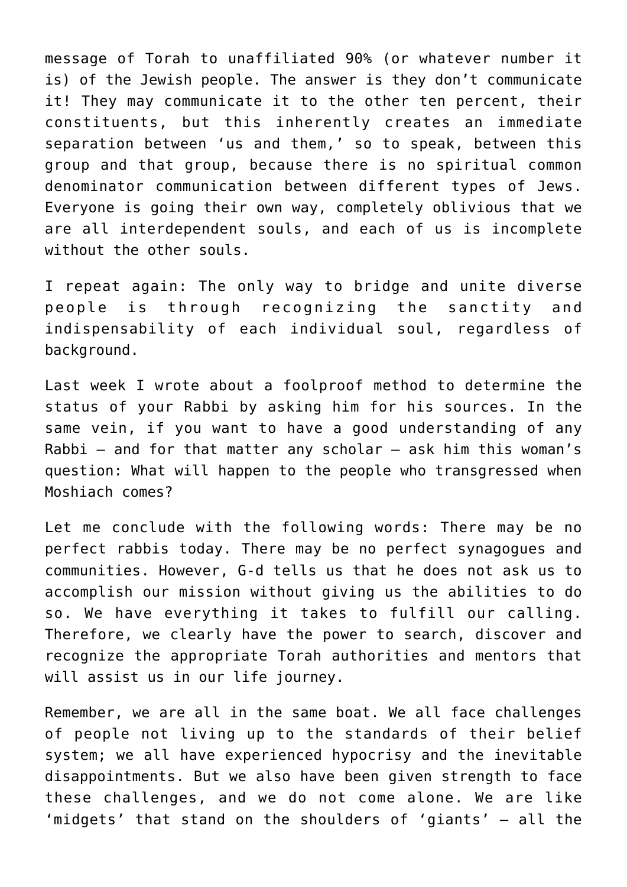message of Torah to unaffiliated 90% (or whatever number it is) of the Jewish people. The answer is they don't communicate it! They may communicate it to the other ten percent, their constituents, but this inherently creates an immediate separation between 'us and them,' so to speak, between this group and that group, because there is no spiritual common denominator communication between different types of Jews. Everyone is going their own way, completely oblivious that we are all interdependent souls, and each of us is incomplete without the other souls.

I repeat again: The only way to bridge and unite diverse people is through recognizing the sanctity and indispensability of each individual soul, regardless of background.

Last week I wrote about a foolproof method to determine the status of your Rabbi by asking him for his sources. In the same vein, if you want to have a good understanding of any Rabbi – and for that matter any scholar – ask him this woman's question: What will happen to the people who transgressed when Moshiach comes?

Let me conclude with the following words: There may be no perfect rabbis today. There may be no perfect synagogues and communities. However, G-d tells us that he does not ask us to accomplish our mission without giving us the abilities to do so. We have everything it takes to fulfill our calling. Therefore, we clearly have the power to search, discover and recognize the appropriate Torah authorities and mentors that will assist us in our life journey.

Remember, we are all in the same boat. We all face challenges of people not living up to the standards of their belief system; we all have experienced hypocrisy and the inevitable disappointments. But we also have been given strength to face these challenges, and we do not come alone. We are like 'midgets' that stand on the shoulders of 'giants' – all the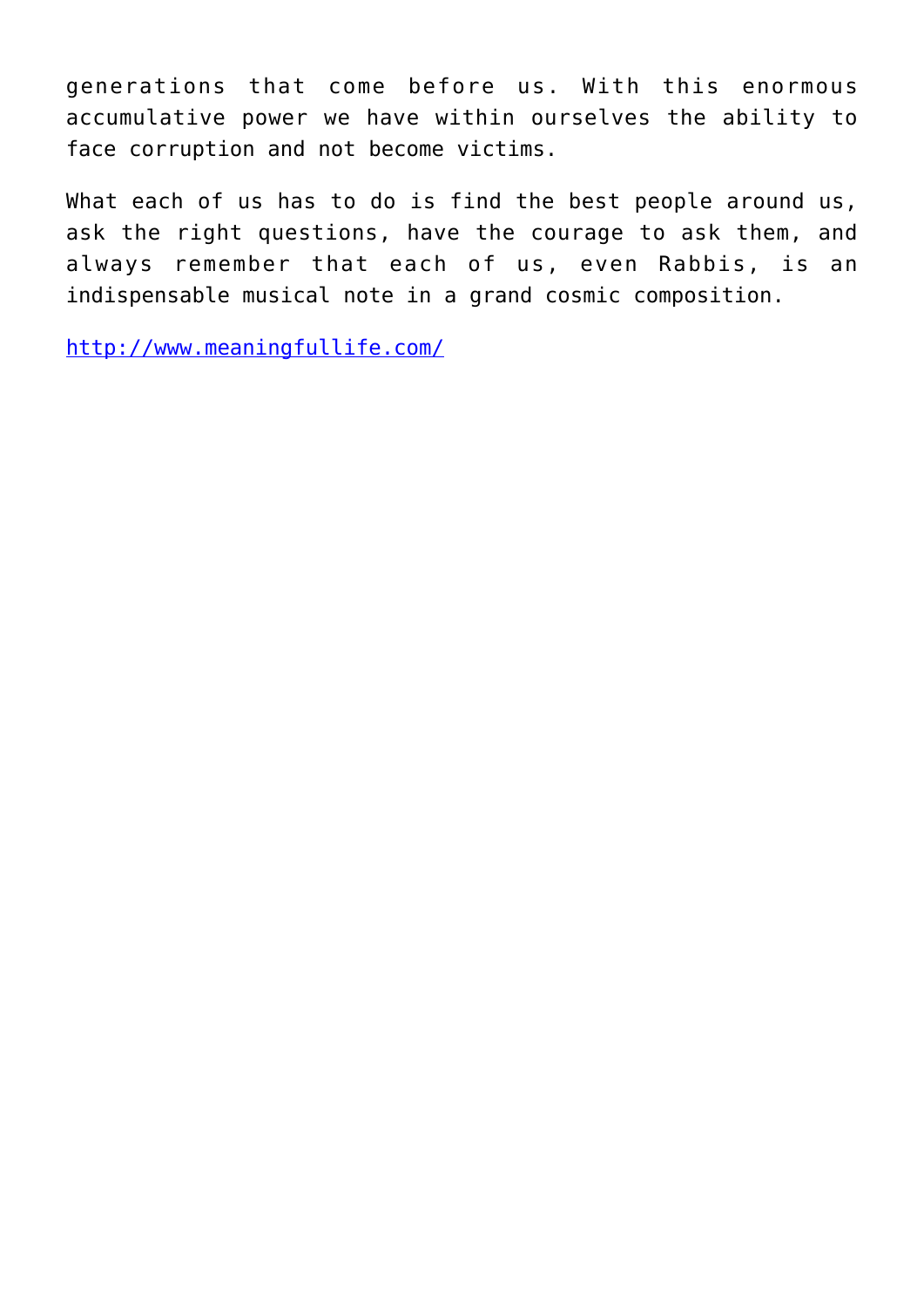generations that come before us. With this enormous accumulative power we have within ourselves the ability to face corruption and not become victims.

What each of us has to do is find the best people around us, ask the right questions, have the courage to ask them, and always remember that each of us, even Rabbis, is an indispensable musical note in a grand cosmic composition.

[http://www.meaningfullife.com/](http://www.meaningfullife.com/)